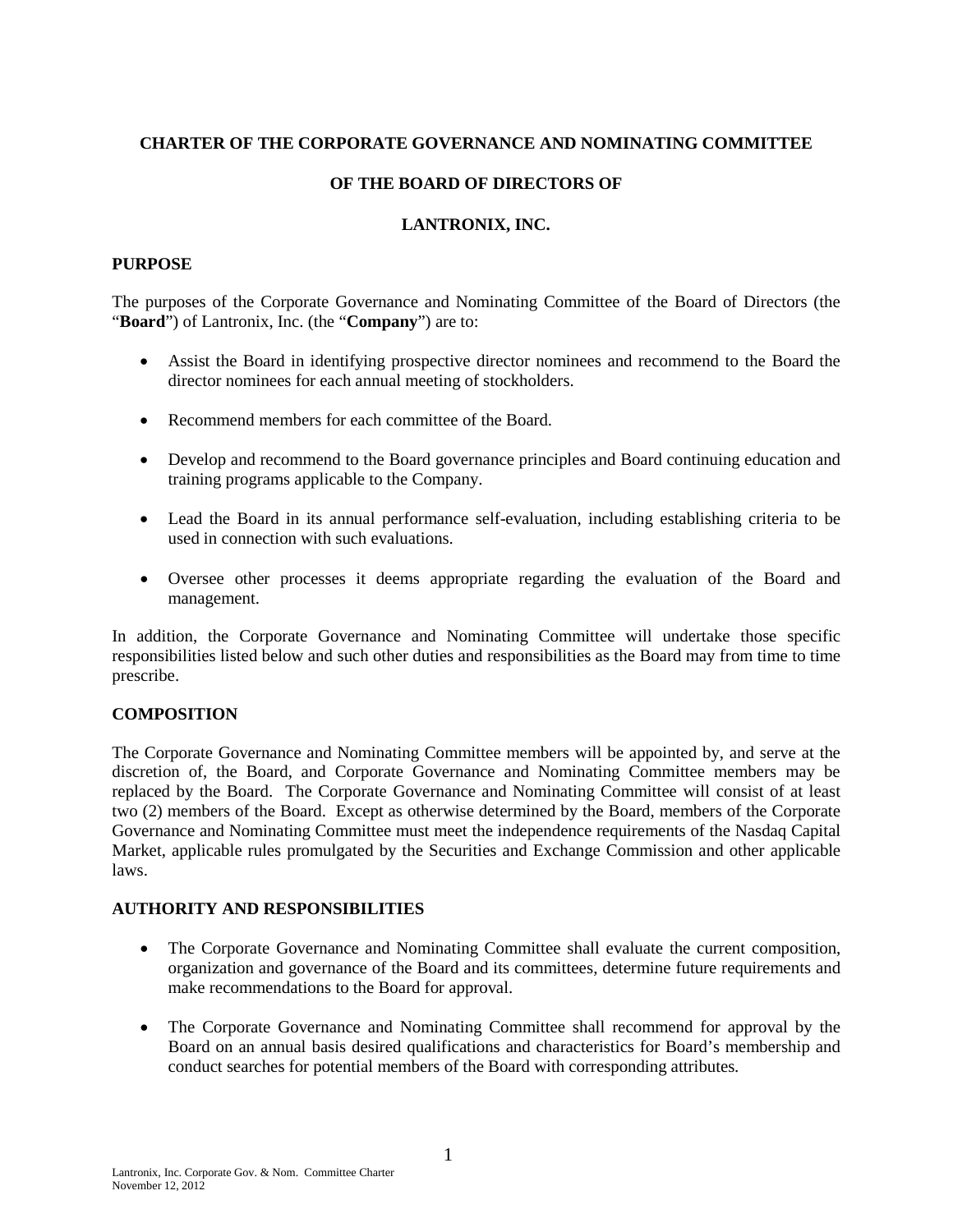# CHARTER OF THE CORPORATE GOVERNANCE AND NOMINATING COMMITTEE

# OF THE BOARD OF DIRECTORS OF

# LANTRONIX, INC.

## PURPOSE

The purposes of the Corporate Governance and Nominating Committee of the Board of Directors (the "**Board**") of Lantronix, Inc. (the "**Company**") are to:

- Assist the Board in identifying prospective director nominees and recommend to the Board the director nominees for each annual meeting of stockholders.
- Recommend members for each committee of the Board.
- Develop and recommend to the Board governance principles and Board continuing education and training programs applicable to the Company.
- Lead the Board in its annual performance self-evaluation, including establishing criteria to be used in connection with such evaluations.
- Oversee other processes it deems appropriate regarding the evaluation of the Board and management.

In addition, the Corporate Governance and Nominating Committee will undertake those specific responsibilities listed below and such other duties and responsibilities as the Board may from time to time prescribe.

## COMPOSITION

The Corporate Governance and Nominating Committee members will be appointed by, and serve at the discretion of, the Board, and Corporate Governance and Nominating Committee members may be replaced by the Board. The Corporate Governance and Nominating Committee will consist of at least two (2) members of the Board. Except as otherwise determined by the Board, members of the Corporate Governance and Nominating Committee must meet the independence requirements of the Nasdaq Capital Market, applicable rules promulgated by the Securities and Exchange Commission and other applicable laws.

## AUTHORITY AND RESPONSIBILITIES

- The Corporate Governance and Nominating Committee shall evaluate the current composition, organization and governance of the Board and its committees, determine future requirements and make recommendations to the Board for approval.
- The Corporate Governance and Nominating Committee shall recommend for approval by the Board on an annual basis desired qualifications and characteristics for Board's membership and conduct searches for potential members of the Board with corresponding attributes.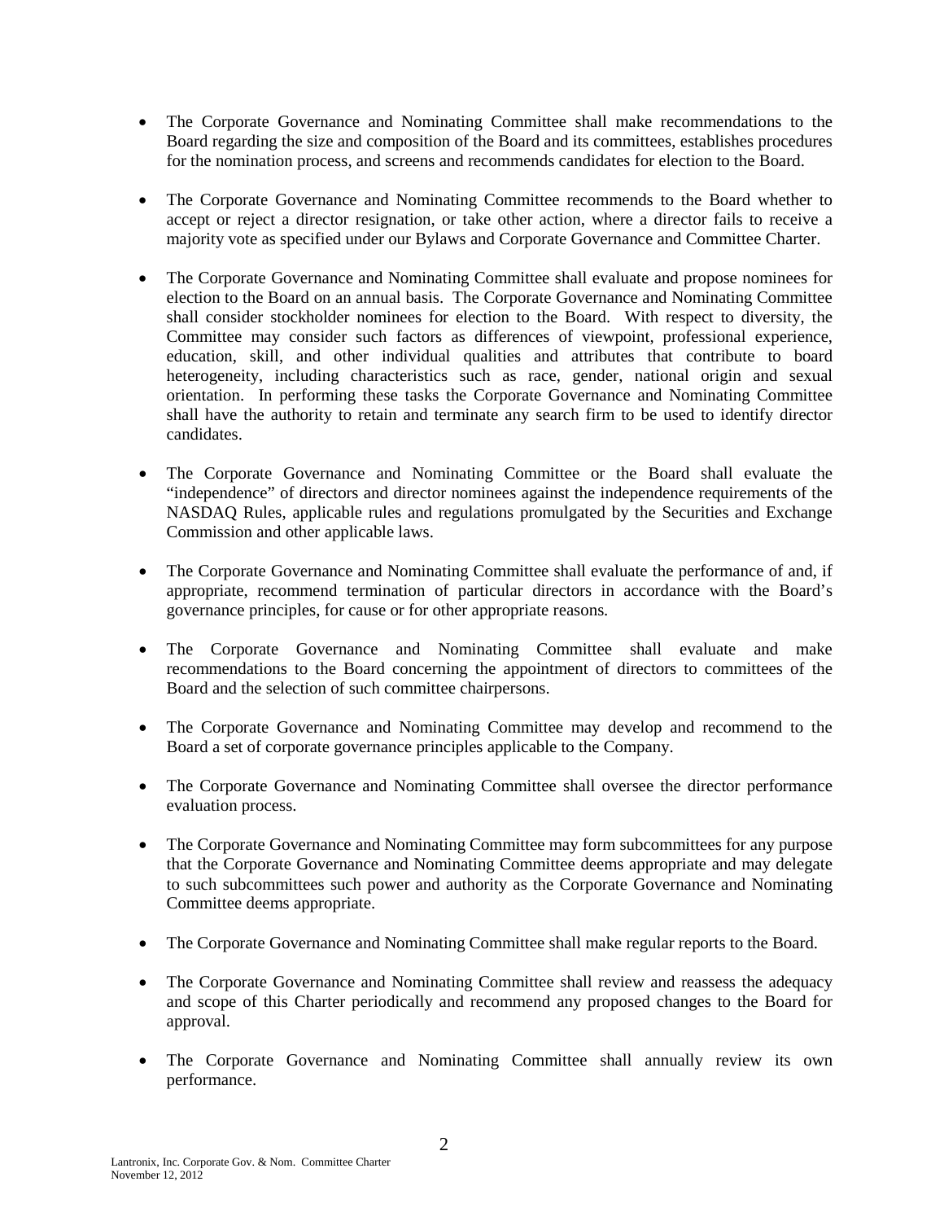- The Corporate Governance and Nominating Committee shall make recommendations to the Board regarding the size and composition of the Board and its committees, establishes procedures for the nomination process, and screens and recommends candidates for election to the Board.

- The Corporate Governance and Nominating Committee recommends to the Board whether to accept or reject a director resignation, or take other action, where a director fails to receive a majority vote as specified under our Bylaws and Corporate Governance and Committee Charter.

- The Corporate Governance and Nominating Committee shall evaluate and propose nominees for election to the Board on an annual basis. The Corporate Governance and Nominating Committee shall consider stockholder nominees for election to the Board. With respect to diversity, the Committee may consider such factors as differences of viewpoint, professional experience, education, skill, and other individual qualities and attributes that contribute to board heterogeneity, including characteristics such as race, gender, national origin and sexual orientation. In performing these tasks the Corporate Governance and Nominating Committee shall have the authority to retain and terminate any search firm to be used to identify director candidates.

- The Corporate Governance and Nominating Committee or the Board shall evaluate the "independence" of directors and director nominees against the independence requirements of the NASDAQ Rules, applicable rules and regulations promulgated by the Securities and Exchange Commission and other applicable laws.

- The Corporate Governance and Nominating Committee shall evaluate the performance of and, if appropriate, recommend termination of particular directors in accordance with the Board's governance principles, for cause or for other appropriate reasons.

- The Corporate Governance and Nominating Committee shall evaluate and make recommendations to the Board concerning the appointment of directors to committees of the Board and the selection of such committee chairpersons.

- The Corporate Governance and Nominating Committee may develop and recommend to the Board a set of corporate governance principles applicable to the Company.

- The Corporate Governance and Nominating Committee shall oversee the director performance evaluation process.

- The Corporate Governance and Nominating Committee may form subcommittees for any purpose that the Corporate Governance and Nominating Committee deems appropriate and may delegate to such subcommittees such power and authority as the Corporate Governance and Nominating Committee deems appropriate.

- The Corporate Governance and Nominating Committee shall make regular reports to the Board.

- The Corporate Governance and Nominating Committee shall review and reassess the adequacy and scope of this Charter periodically and recommend any proposed changes to the Board for approval.

- The Corporate Governance and Nominating Committee shall annually review its own performance.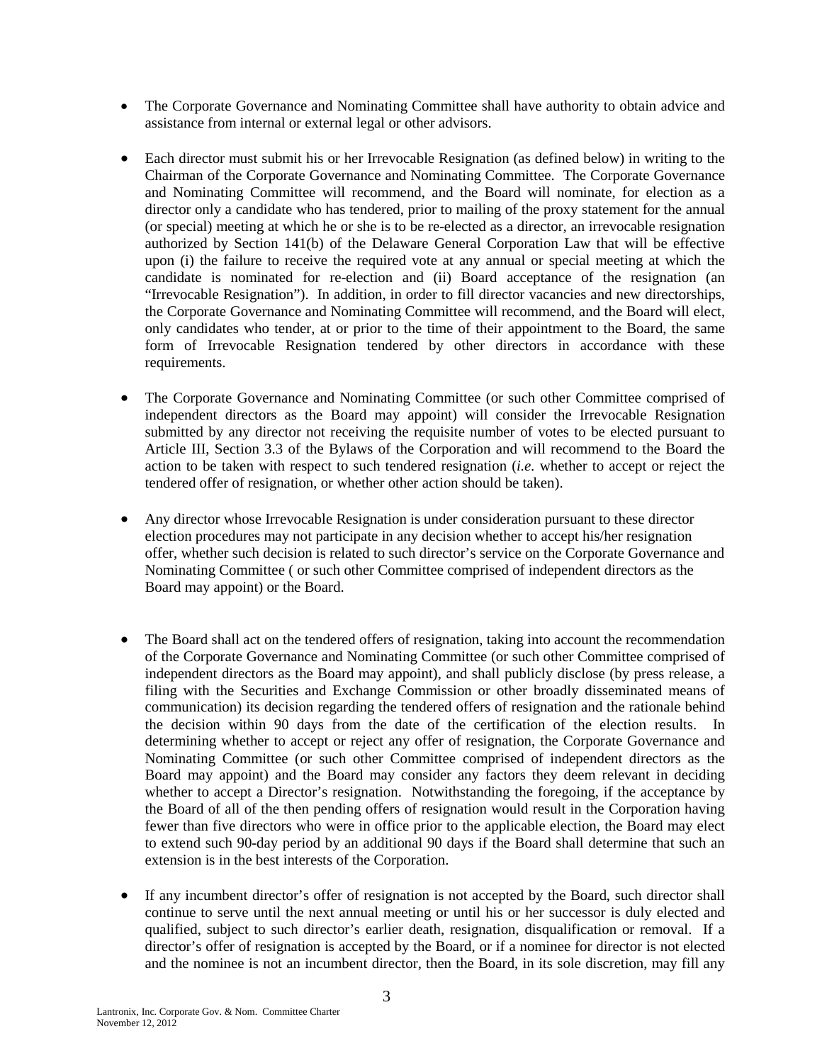- The Corporate Governance and Nominating Committee shall have authority to obtain advice and assistance from internal or external legal or other advisors.

- Each director must submit his or her Irrevocable Resignation (as defined below) in writing to the Chairman of the Corporate Governance and Nominating Committee. The Corporate Governance and Nominating Committee will recommend, and the Board will nominate, for election as a director only a candidate who has tendered, prior to mailing of the proxy statement for the annual (or special) meeting at which he or she is to be re-elected as a director, an irrevocable resignation authorized by Section 141(b) of the Delaware General Corporation Law that will be effective upon (i) the failure to receive the required vote at any annual or special meeting at which the candidate is nominated for re-election and (ii) Board acceptance of the resignation (an "Irrevocable Resignation"). In addition, in order to fill director vacancies and new directorships, the Corporate Governance and Nominating Committee will recommend, and the Board will elect, only candidates who tender, at or prior to the time of their appointment to the Board, the same form of Irrevocable Resignation tendered by other directors in accordance with these requirements.

- The Corporate Governance and Nominating Committee (or such other Committee comprised of independent directors as the Board may appoint) will consider the Irrevocable Resignation submitted by any director not receiving the requisite number of votes to be elected pursuant to Article III, Section 3.3 of the Bylaws of the Corporation and will recommend to the Board the action to be taken with respect to such tendered resignation (*i.e.* whether to accept or reject the tendered offer of resignation, or whether other action should be taken).

- Any director whose Irrevocable Resignation is under consideration pursuant to these director election procedures may not participate in any decision whether to accept his/her resignation offer, whether such decision is related to such director's service on the Corporate Governance and Nominating Committee ( or such other Committee comprised of independent directors as the Board may appoint) or the Board.

- The Board shall act on the tendered offers of resignation, taking into account the recommendation of the Corporate Governance and Nominating Committee (or such other Committee comprised of independent directors as the Board may appoint), and shall publicly disclose (by press release, a filing with the Securities and Exchange Commission or other broadly disseminated means of communication) its decision regarding the tendered offers of resignation and the rationale behind the decision within 90 days from the date of the certification of the election results. In determining whether to accept or reject any offer of resignation, the Corporate Governance and Nominating Committee (or such other Committee comprised of independent directors as the Board may appoint) and the Board may consider any factors they deem relevant in deciding whether to accept a Director's resignation. Notwithstanding the foregoing, if the acceptance by the Board of all of the then pending offers of resignation would result in the Corporation having fewer than five directors who were in office prior to the applicable election, the Board may elect to extend such 90-day period by an additional 90 days if the Board shall determine that such an extension is in the best interests of the Corporation.

- If any incumbent director's offer of resignation is not accepted by the Board, such director shall continue to serve until the next annual meeting or until his or her successor is duly elected and qualified, subject to such director's earlier death, resignation, disqualification or removal. If a director's offer of resignation is accepted by the Board, or if a nominee for director is not elected and the nominee is not an incumbent director, then the Board, in its sole discretion, may fill any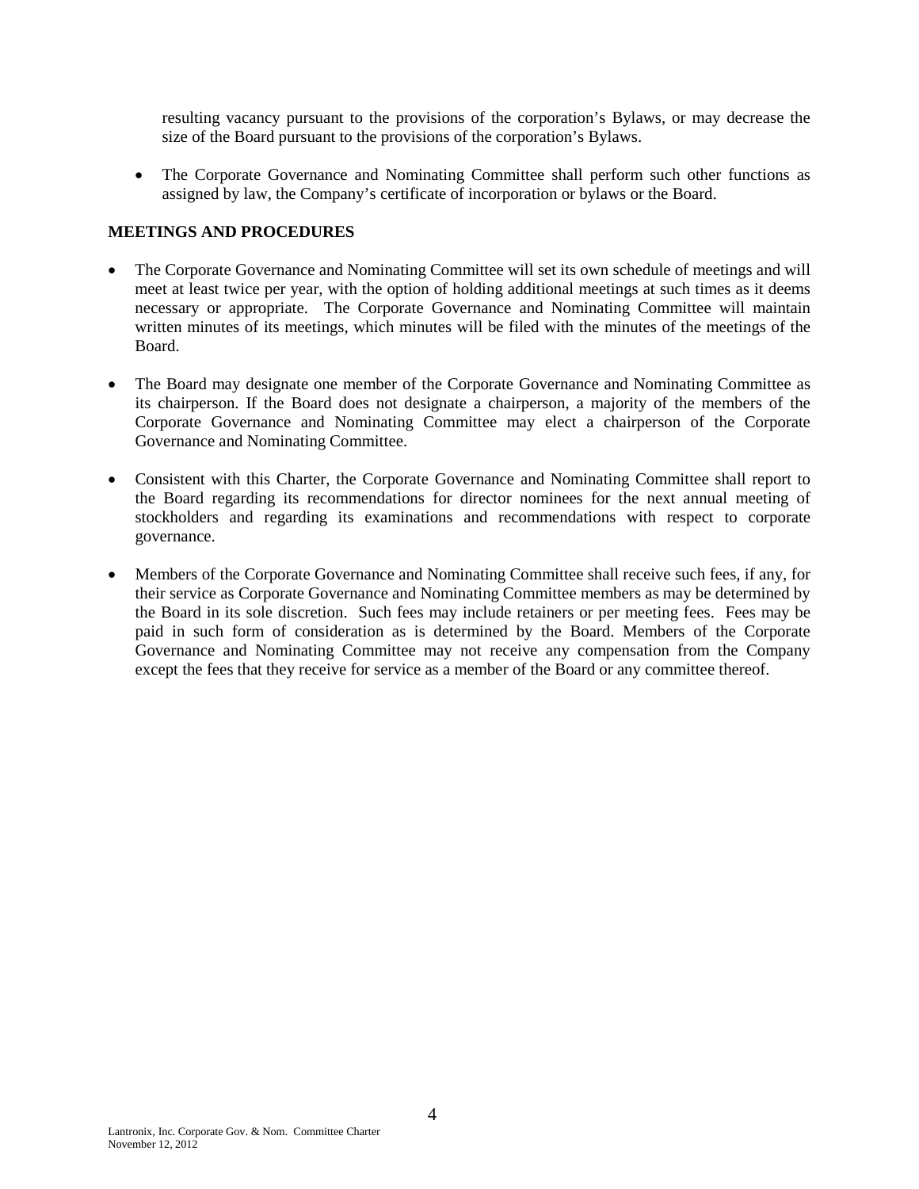resulting vacancy pursuant to the provisions of the corporation's Bylaws, or may decrease the size of the Board pursuant to the provisions of the corporation's Bylaws.

- The Corporate Governance and Nominating Committee shall perform such other functions as assigned by law, the Company's certificate of incorporation or bylaws or the Board.

**MEETINGS AND PROCEDURES**

- The Corporate Governance and Nominating Committee will set its own schedule of meetings and will meet at least twice per year, with the option of holding additional meetings at such times as it deems necessary or appropriate. The Corporate Governance and Nominating Committee will maintain written minutes of its meetings, which minutes will be filed with the minutes of the meetings of the Board.

- The Board may designate one member of the Corporate Governance and Nominating Committee as its chairperson. If the Board does not designate a chairperson, a majority of the members of the Corporate Governance and Nominating Committee may elect a chairperson of the Corporate Governance and Nominating Committee.

- Consistent with this Charter, the Corporate Governance and Nominating Committee shall report to the Board regarding its recommendations for director nominees for the next annual meeting of stockholders and regarding its examinations and recommendations with respect to corporate governance.

- Members of the Corporate Governance and Nominating Committee shall receive such fees, if any, for their service as Corporate Governance and Nominating Committee members as may be determined by the Board in its sole discretion. Such fees may include retainers or per meeting fees. Fees may be paid in such form of consideration as is determined by the Board. Members of the Corporate Governance and Nominating Committee may not receive any compensation from the Company except the fees that they receive for service as a member of the Board or any committee thereof.